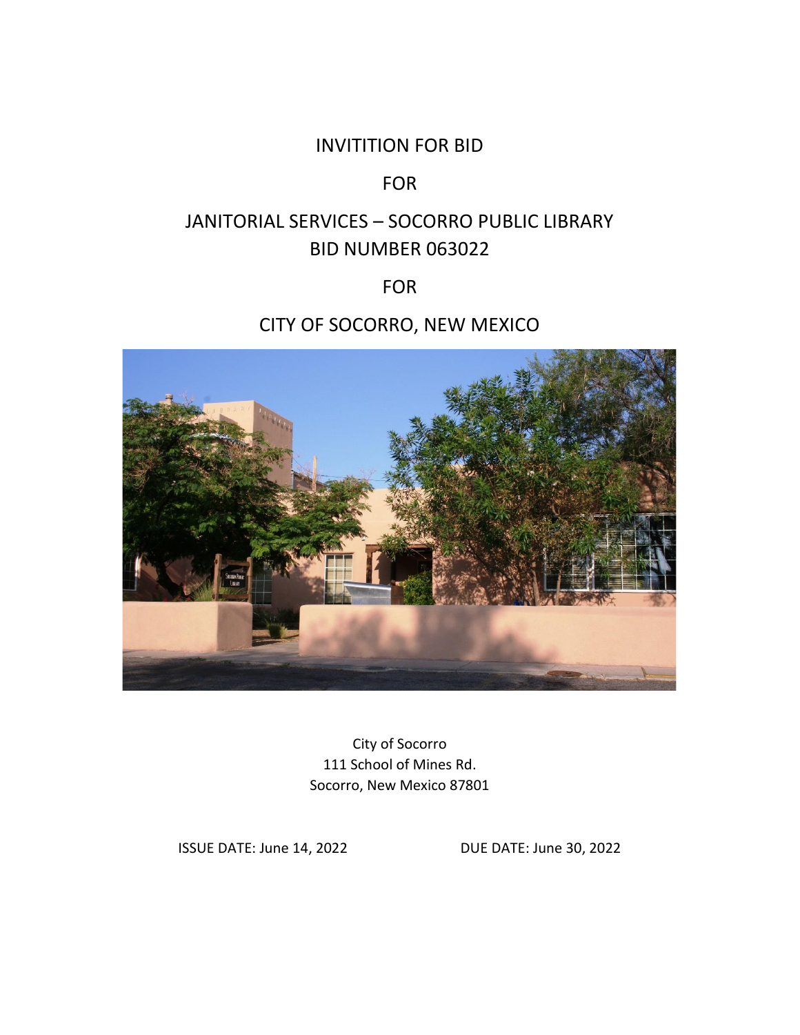# INVITITION FOR BID

# FOR

# JANITORIAL SERVICES – SOCORRO PUBLIC LIBRARY
# BID NUMBER 063022

# FOR

# CITY OF SOCORRO, NEW MEXICO

City of Socorro
111 School of Mines Rd.
Socorro, New Mexico 87801

ISSUE DATE: June 14, 2022

DUE DATE: June 30, 2022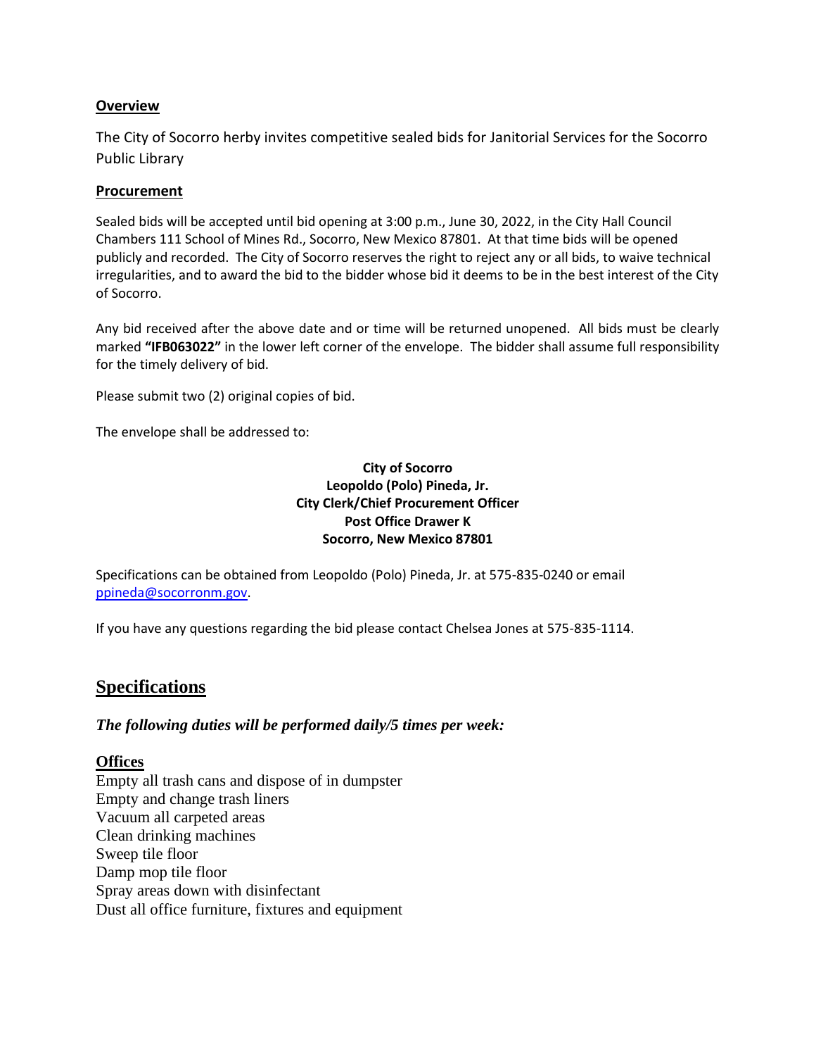## Overview

The City of Socorro herby invites competitive sealed bids for Janitorial Services for the Socorro Public Library

## Procurement

Sealed bids will be accepted until bid opening at 3:00 p.m., June 30, 2022, in the City Hall Council Chambers 111 School of Mines Rd., Socorro, New Mexico 87801. At that time bids will be opened publicly and recorded. The City of Socorro reserves the right to reject any or all bids, to waive technical irregularities, and to award the bid to the bidder whose bid it deems to be in the best interest of the City of Socorro.

Any bid received after the above date and or time will be returned unopened. All bids must be clearly marked **"IFB063022"** in the lower left corner of the envelope. The bidder shall assume full responsibility for the timely delivery of bid.

Please submit two (2) original copies of bid.

The envelope shall be addressed to:

**City of Socorro**
**Leopoldo (Polo) Pineda, Jr.**
**City Clerk/Chief Procurement Officer**
**Post Office Drawer K**
**Socorro, New Mexico 87801**

Specifications can be obtained from Leopoldo (Polo) Pineda, Jr. at 575-835-0240 or email ppineda@socorronm.gov.

If you have any questions regarding the bid please contact Chelsea Jones at 575-835-1114.

# Specifications

***The following duties will be performed daily/5 times per week:***

### Offices

Empty all trash cans and dispose of in dumpster
Empty and change trash liners
Vacuum all carpeted areas
Clean drinking machines
Sweep tile floor
Damp mop tile floor
Spray areas down with disinfectant
Dust all office furniture, fixtures and equipment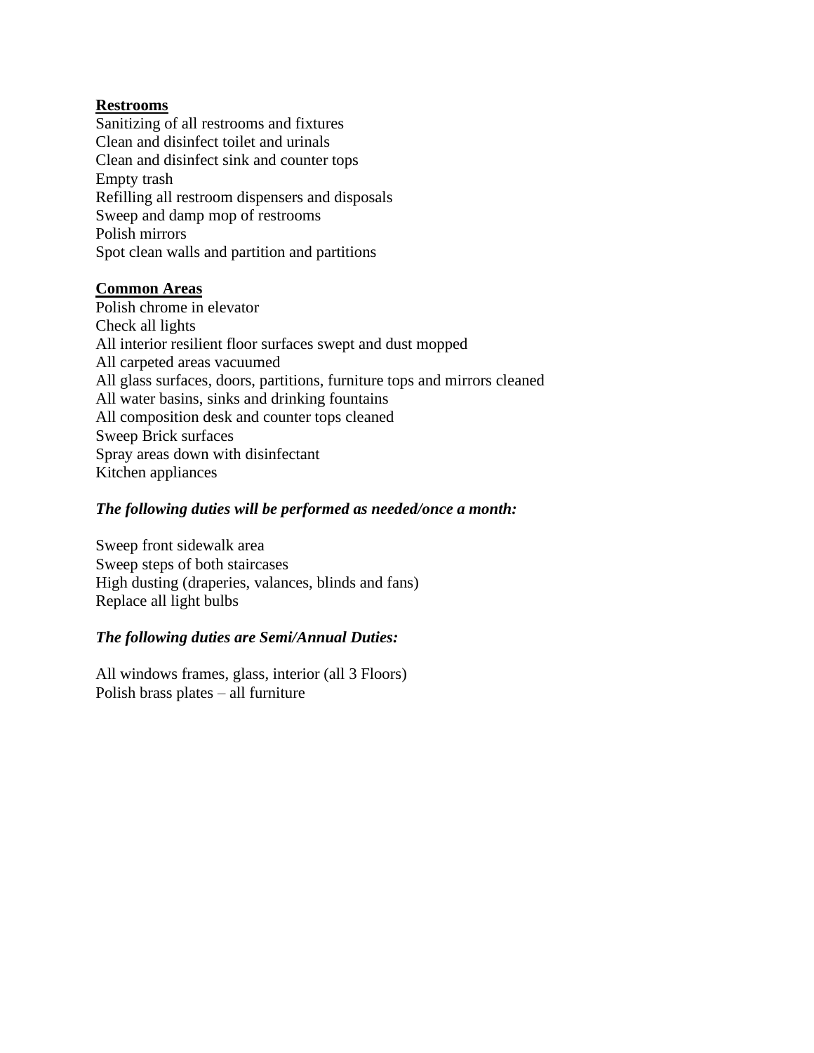**<u>Restrooms</u>**

Sanitizing of all restrooms and fixtures
Clean and disinfect toilet and urinals
Clean and disinfect sink and counter tops
Empty trash
Refilling all restroom dispensers and disposals
Sweep and damp mop of restrooms
Polish mirrors
Spot clean walls and partition and partitions

**<u>Common Areas</u>**

Polish chrome in elevator
Check all lights
All interior resilient floor surfaces swept and dust mopped
All carpeted areas vacuumed
All glass surfaces, doors, partitions, furniture tops and mirrors cleaned
All water basins, sinks and drinking fountains
All composition desk and counter tops cleaned
Sweep Brick surfaces
Spray areas down with disinfectant
Kitchen appliances

***The following duties will be performed as needed/once a month:***

Sweep front sidewalk area
Sweep steps of both staircases
High dusting (draperies, valances, blinds and fans)
Replace all light bulbs

***The following duties are Semi/Annual Duties:***

All windows frames, glass, interior (all 3 Floors)
Polish brass plates – all furniture